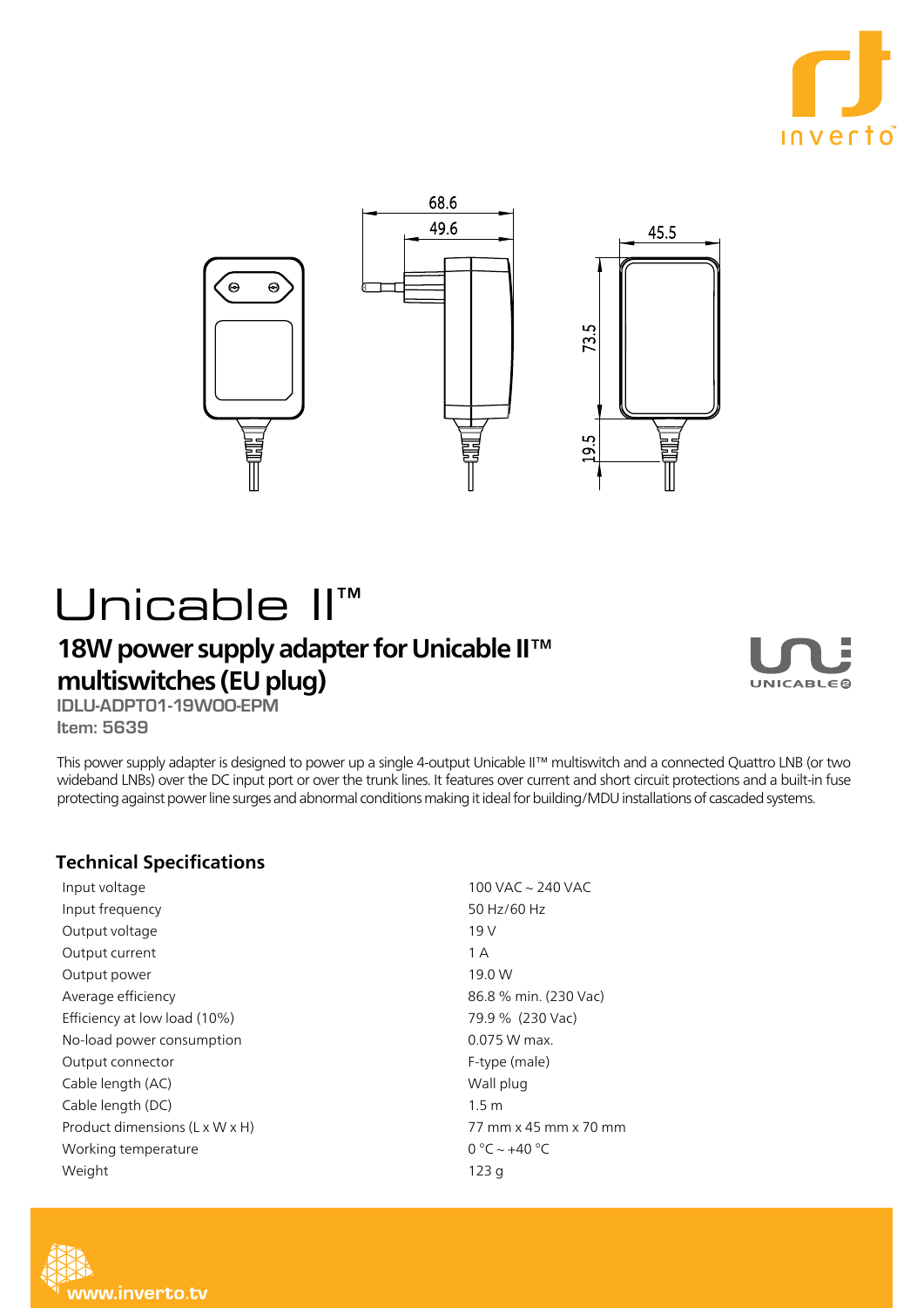# Unicable II™

## 18W power supply adapter for Unicable II™ multiswitches (EU plug)

**IDLU-ADPT01-19W00-EPM**

**Item: 5639**

This power supply adapter is designed to power up a single 4-output Unicable II™ multiswitch and a connected Quattro LNB (or two wideband LNBs) over the DC input port or over the trunk lines. It features over current and short circuit protections and a built-in fuse protecting against power line surges and abnormal conditions making it ideal for building/MDU installations of cascaded systems.

### Technical Specifications

| | |
|---|---|
| Input voltage | 100 VAC ~ 240 VAC |
| Input frequency | 50 Hz/60 Hz |
| Output voltage | 19 V |
| Output current | 1 A |
| Output power | 19.0 W |
| Average efficiency | 86.8 % min. (230 Vac) |
| Efficiency at low load (10%) | 79.9 % (230 Vac) |
| No-load power consumption | 0.075 W max. |
| Output connector | F-type (male) |
| Cable length (AC) | Wall plug |
| Cable length (DC) | 1.5 m |
| Product dimensions (L x W x H) | 77 mm x 45 mm x 70 mm |
| Working temperature | 0 °C ~ +40 °C |
| Weight | 123 g |

www.inverto.tv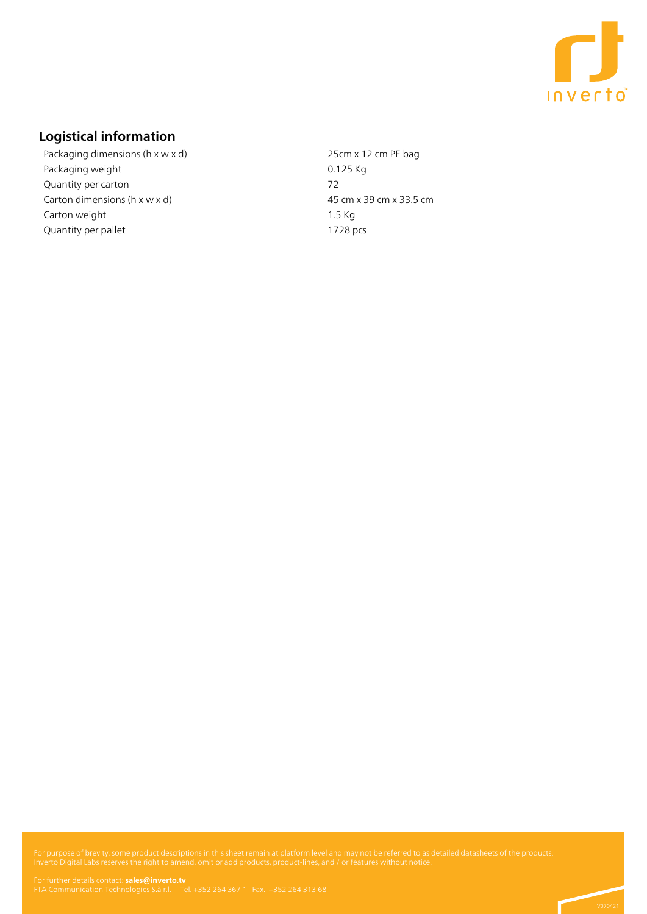## Logistical information

| | |
|---|---|
| Packaging dimensions (h x w x d) | 25cm x 12 cm PE bag |
| Packaging weight | 0.125 Kg |
| Quantity per carton | 72 |
| Carton dimensions (h x w x d) | 45 cm x 39 cm x 33.5 cm |
| Carton weight | 1.5 Kg |
| Quantity per pallet | 1728 pcs |

For purpose of brevity, some product descriptions in this sheet remain at platform level and may not be referred to as detailed datasheets of the products.
Inverto Digital Labs reserves the right to amend, omit or add products, product-lines, and / or features without notice.

For further details contact: **sales@inverto.tv**
FTA Communication Technologies S.à r.l. Tel. +352 264 367 1 Fax. +352 264 313 68